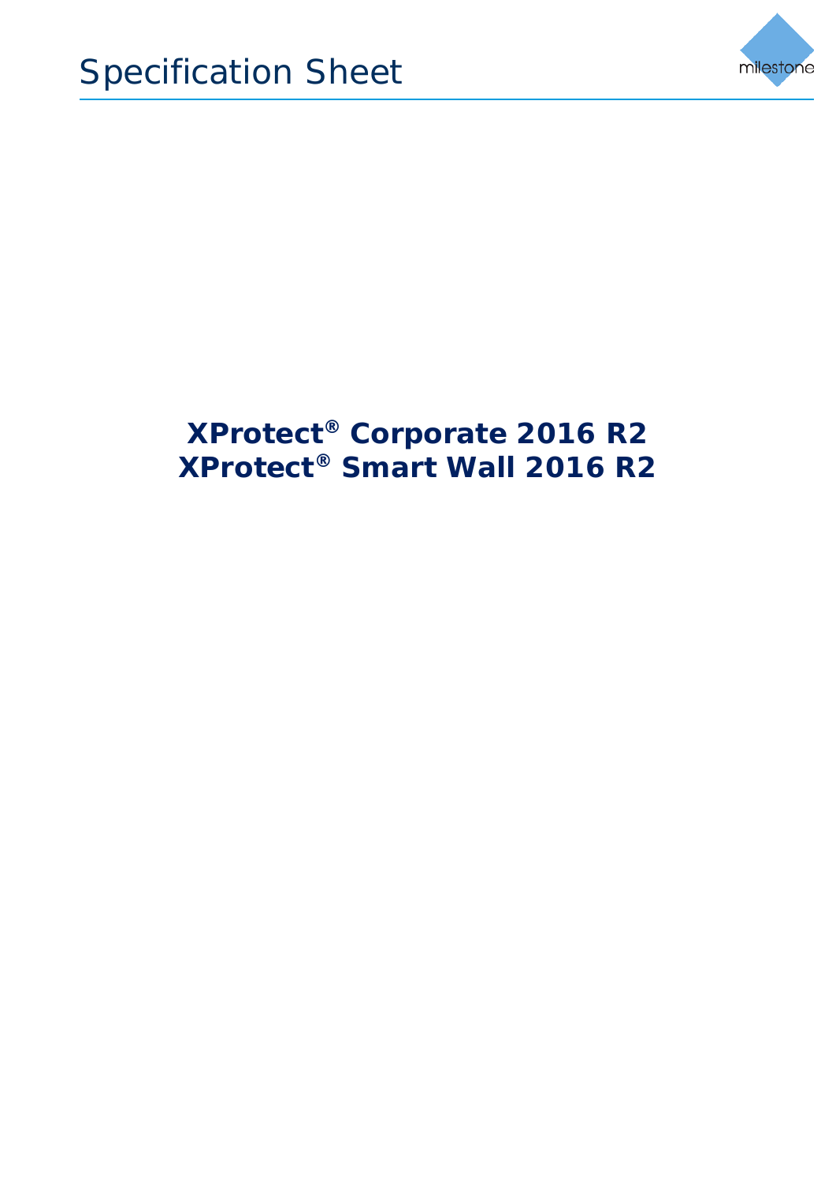Specification Sheet

# XProtect® Corporate 2016 R2
# XProtect® Smart Wall 2016 R2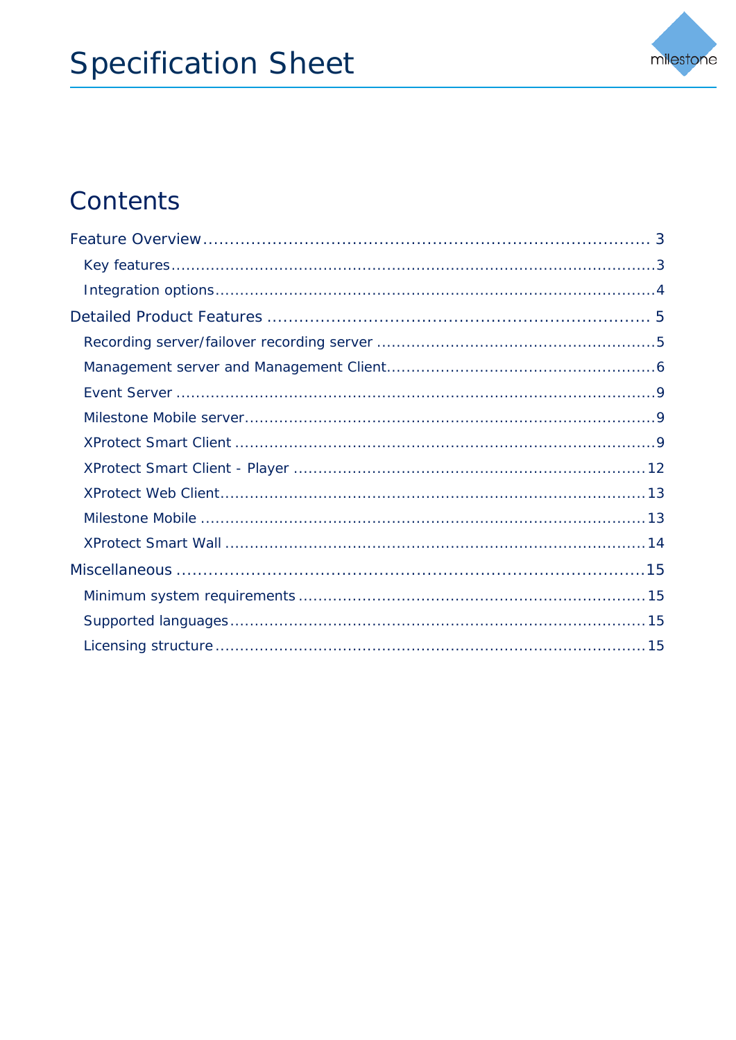# Specification Sheet

## Contents

Feature Overview ........................................................................................ 3

- Key features ........................................................................................ 3
- Integration options ........................................................................................ 4

Detailed Product Features ........................................................................................ 5

- Recording server/failover recording server ........................................................................................ 5
- Management server and Management Client ........................................................................................ 6
- Event Server ........................................................................................ 9
- Milestone Mobile server ........................................................................................ 9
- XProtect Smart Client ........................................................................................ 9
- XProtect Smart Client - Player ........................................................................................ 12
- XProtect Web Client ........................................................................................ 13
- Milestone Mobile ........................................................................................ 13
- XProtect Smart Wall ........................................................................................ 14

Miscellaneous ........................................................................................ 15

- Minimum system requirements ........................................................................................ 15
- Supported languages ........................................................................................ 15
- Licensing structure ........................................................................................ 15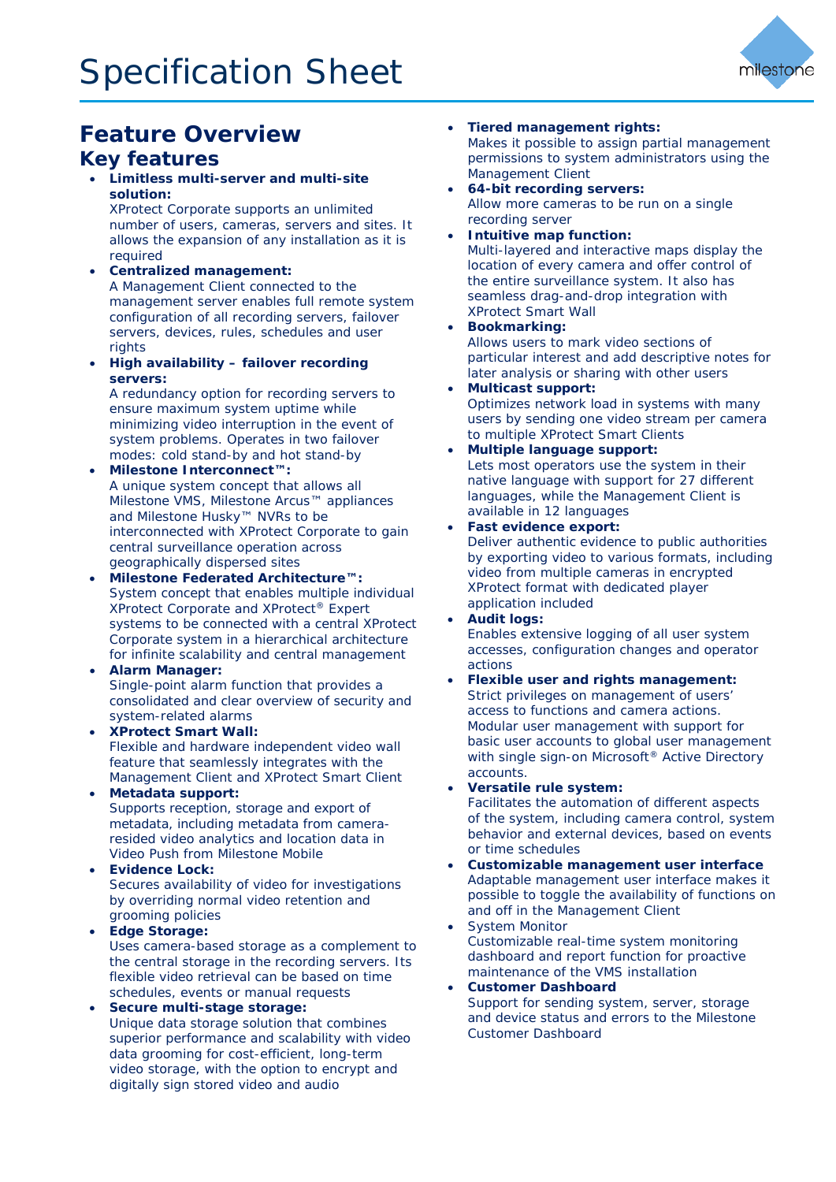# Specification Sheet

## Feature Overview

### Key features

- **Limitless multi-server and multi-site solution:**
  XProtect Corporate supports an unlimited number of users, cameras, servers and sites. It allows the expansion of any installation as it is required
- **Centralized management:**
  A Management Client connected to the management server enables full remote system configuration of all recording servers, failover servers, devices, rules, schedules and user rights
- **High availability – failover recording servers:**
  A redundancy option for recording servers to ensure maximum system uptime while minimizing video interruption in the event of system problems. Operates in two failover modes: cold stand-by and hot stand-by
- **Milestone Interconnect™:**
  A unique system concept that allows all Milestone VMS, Milestone Arcus™ appliances and Milestone Husky™ NVRs to be interconnected with XProtect Corporate to gain central surveillance operation across geographically dispersed sites
- **Milestone Federated Architecture™:**
  System concept that enables multiple individual XProtect Corporate and XProtect® Expert systems to be connected with a central XProtect Corporate system in a hierarchical architecture for infinite scalability and central management
- **Alarm Manager:**
  Single-point alarm function that provides a consolidated and clear overview of security and system-related alarms
- **XProtect Smart Wall:**
  Flexible and hardware independent video wall feature that seamlessly integrates with the Management Client and XProtect Smart Client
- **Metadata support:**
  Supports reception, storage and export of metadata, including metadata from camera-resided video analytics and location data in Video Push from Milestone Mobile
- **Evidence Lock:**
  Secures availability of video for investigations by overriding normal video retention and grooming policies
- **Edge Storage:**
  Uses camera-based storage as a complement to the central storage in the recording servers. Its flexible video retrieval can be based on time schedules, events or manual requests
- **Secure multi-stage storage:**
  Unique data storage solution that combines superior performance and scalability with video data grooming for cost-efficient, long-term video storage, with the option to encrypt and digitally sign stored video and audio
- **Tiered management rights:**
  Makes it possible to assign partial management permissions to system administrators using the Management Client
- **64-bit recording servers:**
  Allow more cameras to be run on a single recording server
- **Intuitive map function:**
  Multi-layered and interactive maps display the location of every camera and offer control of the entire surveillance system. It also has seamless drag-and-drop integration with XProtect Smart Wall
- **Bookmarking:**
  Allows users to mark video sections of particular interest and add descriptive notes for later analysis or sharing with other users
- **Multicast support:**
  Optimizes network load in systems with many users by sending one video stream per camera to multiple XProtect Smart Clients
- **Multiple language support:**
  Lets most operators use the system in their native language with support for 27 different languages, while the Management Client is available in 12 languages
- **Fast evidence export:**
  Deliver authentic evidence to public authorities by exporting video to various formats, including video from multiple cameras in encrypted XProtect format with dedicated player application included
- **Audit logs:**
  Enables extensive logging of all user system accesses, configuration changes and operator actions
- **Flexible user and rights management:**
  Strict privileges on management of users' access to functions and camera actions. Modular user management with support for basic user accounts to global user management with single sign-on Microsoft® Active Directory accounts.
- **Versatile rule system:**
  Facilitates the automation of different aspects of the system, including camera control, system behavior and external devices, based on events or time schedules
- **Customizable management user interface**
  Adaptable management user interface makes it possible to toggle the availability of functions on and off in the Management Client
- System Monitor
  Customizable real-time system monitoring dashboard and report function for proactive maintenance of the VMS installation
- **Customer Dashboard**
  Support for sending system, server, storage and device status and errors to the Milestone Customer Dashboard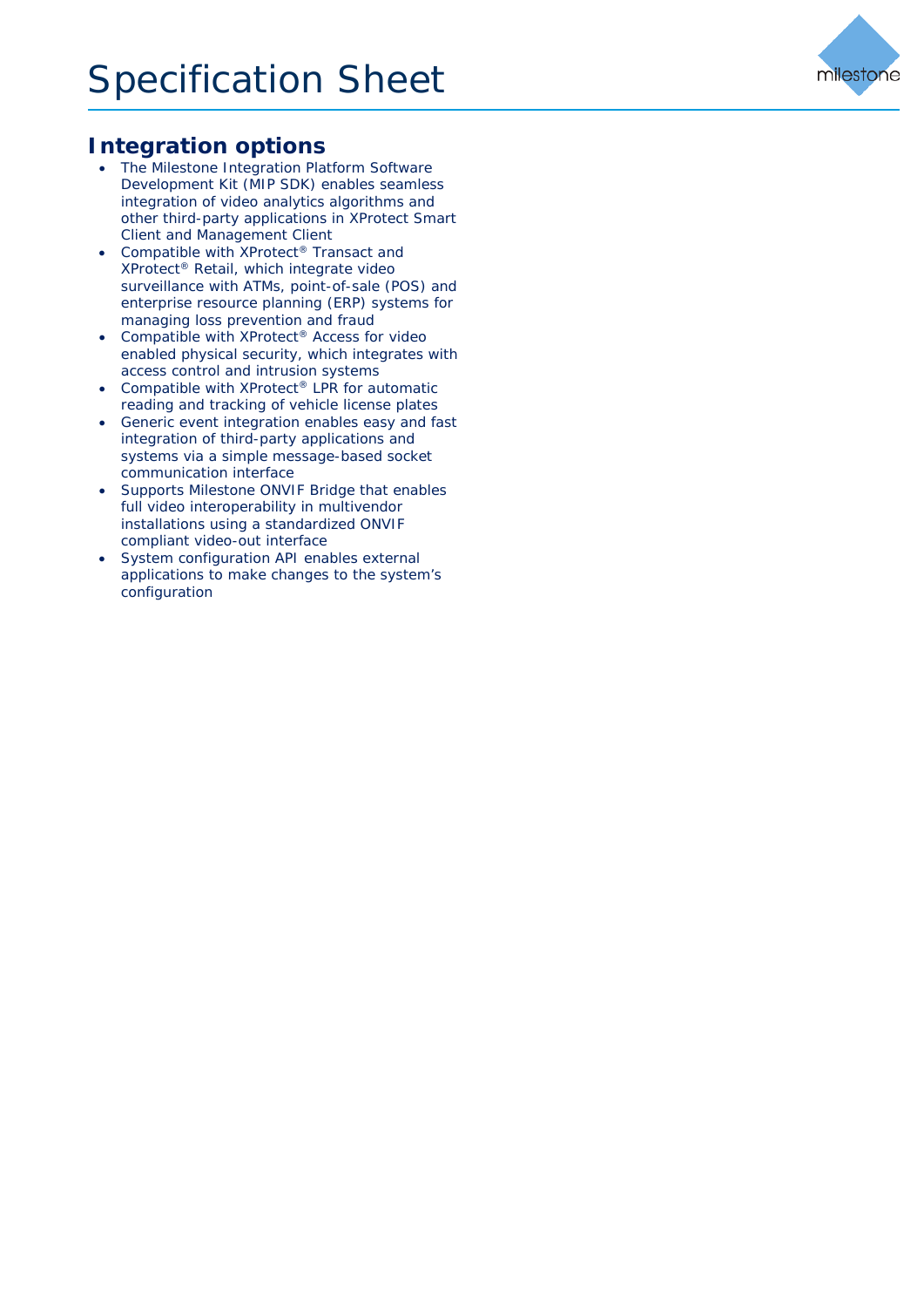## Integration options

- The Milestone Integration Platform Software Development Kit (MIP SDK) enables seamless integration of video analytics algorithms and other third-party applications in XProtect Smart Client and Management Client
- Compatible with XProtect® Transact and XProtect® Retail, which integrate video surveillance with ATMs, point-of-sale (POS) and enterprise resource planning (ERP) systems for managing loss prevention and fraud
- Compatible with XProtect® Access for video enabled physical security, which integrates with access control and intrusion systems
- Compatible with XProtect® LPR for automatic reading and tracking of vehicle license plates
- Generic event integration enables easy and fast integration of third-party applications and systems via a simple message-based socket communication interface
- Supports Milestone ONVIF Bridge that enables full video interoperability in multivendor installations using a standardized ONVIF compliant video-out interface
- System configuration API enables external applications to make changes to the system's configuration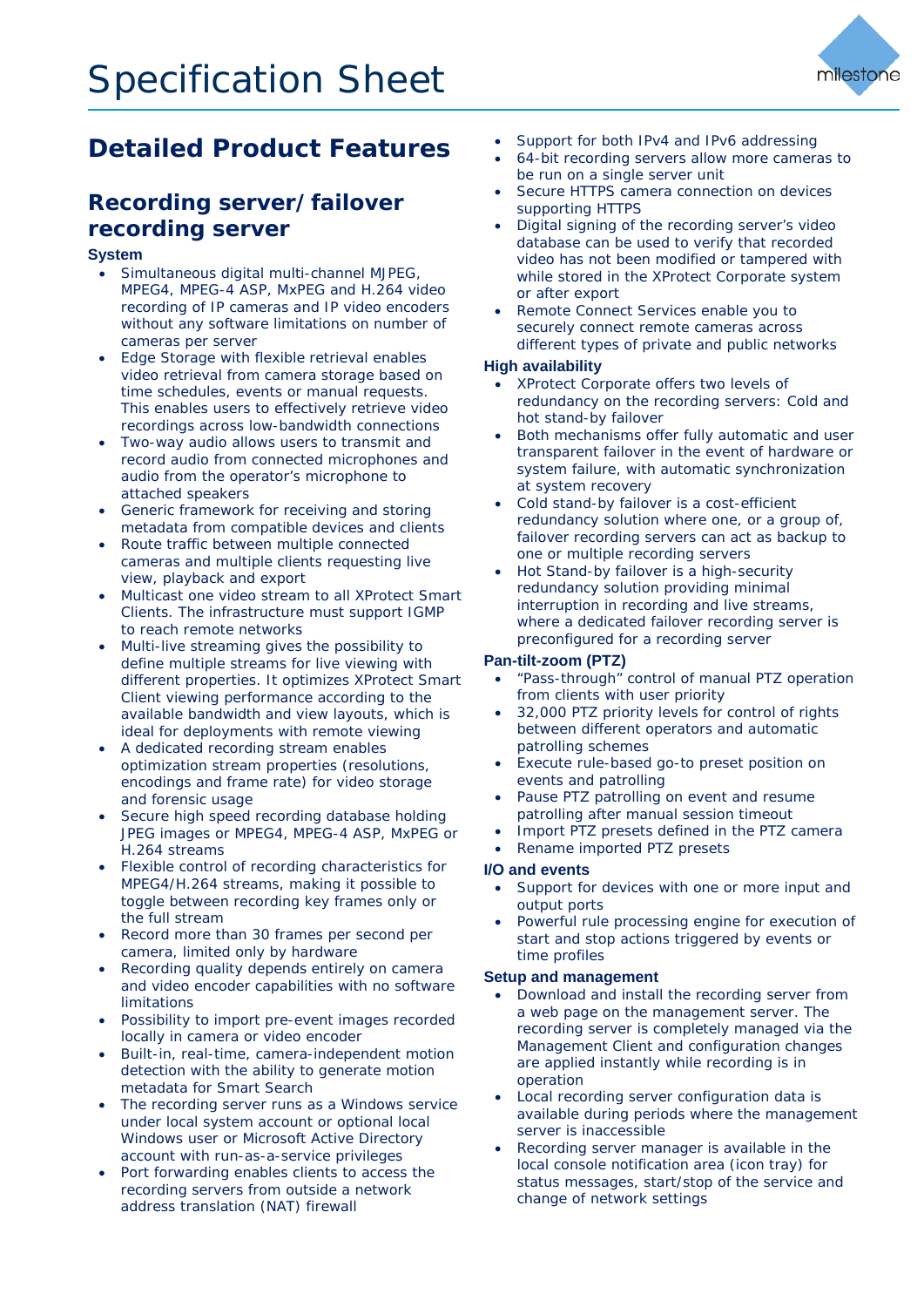# Specification Sheet

## Detailed Product Features

### Recording server/failover recording server

**System**

- Simultaneous digital multi-channel MJPEG, MPEG4, MPEG-4 ASP, MxPEG and H.264 video recording of IP cameras and IP video encoders without any software limitations on number of cameras per server
- Edge Storage with flexible retrieval enables video retrieval from camera storage based on time schedules, events or manual requests. This enables users to effectively retrieve video recordings across low-bandwidth connections
- Two-way audio allows users to transmit and record audio from connected microphones and audio from the operator's microphone to attached speakers
- Generic framework for receiving and storing metadata from compatible devices and clients
- Route traffic between multiple connected cameras and multiple clients requesting live view, playback and export
- Multicast one video stream to all XProtect Smart Clients. The infrastructure must support IGMP to reach remote networks
- Multi-live streaming gives the possibility to define multiple streams for live viewing with different properties. It optimizes XProtect Smart Client viewing performance according to the available bandwidth and view layouts, which is ideal for deployments with remote viewing
- A dedicated recording stream enables optimization stream properties (resolutions, encodings and frame rate) for video storage and forensic usage
- Secure high speed recording database holding JPEG images or MPEG4, MPEG-4 ASP, MxPEG or H.264 streams
- Flexible control of recording characteristics for MPEG4/H.264 streams, making it possible to toggle between recording key frames only or the full stream
- Record more than 30 frames per second per camera, limited only by hardware
- Recording quality depends entirely on camera and video encoder capabilities with no software limitations
- Possibility to import pre-event images recorded locally in camera or video encoder
- Built-in, real-time, camera-independent motion detection with the ability to generate motion metadata for Smart Search
- The recording server runs as a Windows service under local system account or optional local Windows user or Microsoft Active Directory account with run-as-a-service privileges
- Port forwarding enables clients to access the recording servers from outside a network address translation (NAT) firewall
- Support for both IPv4 and IPv6 addressing
- 64-bit recording servers allow more cameras to be run on a single server unit
- Secure HTTPS camera connection on devices supporting HTTPS
- Digital signing of the recording server's video database can be used to verify that recorded video has not been modified or tampered with while stored in the XProtect Corporate system or after export
- Remote Connect Services enable you to securely connect remote cameras across different types of private and public networks

**High availability**

- XProtect Corporate offers two levels of redundancy on the recording servers: Cold and hot stand-by failover
- Both mechanisms offer fully automatic and user transparent failover in the event of hardware or system failure, with automatic synchronization at system recovery
- Cold stand-by failover is a cost-efficient redundancy solution where one, or a group of, failover recording servers can act as backup to one or multiple recording servers
- Hot Stand-by failover is a high-security redundancy solution providing minimal interruption in recording and live streams, where a dedicated failover recording server is preconfigured for a recording server

**Pan-tilt-zoom (PTZ)**

- "Pass-through" control of manual PTZ operation from clients with user priority
- 32,000 PTZ priority levels for control of rights between different operators and automatic patrolling schemes
- Execute rule-based go-to preset position on events and patrolling
- Pause PTZ patrolling on event and resume patrolling after manual session timeout
- Import PTZ presets defined in the PTZ camera
- Rename imported PTZ presets

**I/O and events**

- Support for devices with one or more input and output ports
- Powerful rule processing engine for execution of start and stop actions triggered by events or time profiles

**Setup and management**

- Download and install the recording server from a web page on the management server. The recording server is completely managed via the Management Client and configuration changes are applied instantly while recording is in operation
- Local recording server configuration data is available during periods where the management server is inaccessible
- Recording server manager is available in the local console notification area (icon tray) for status messages, start/stop of the service and change of network settings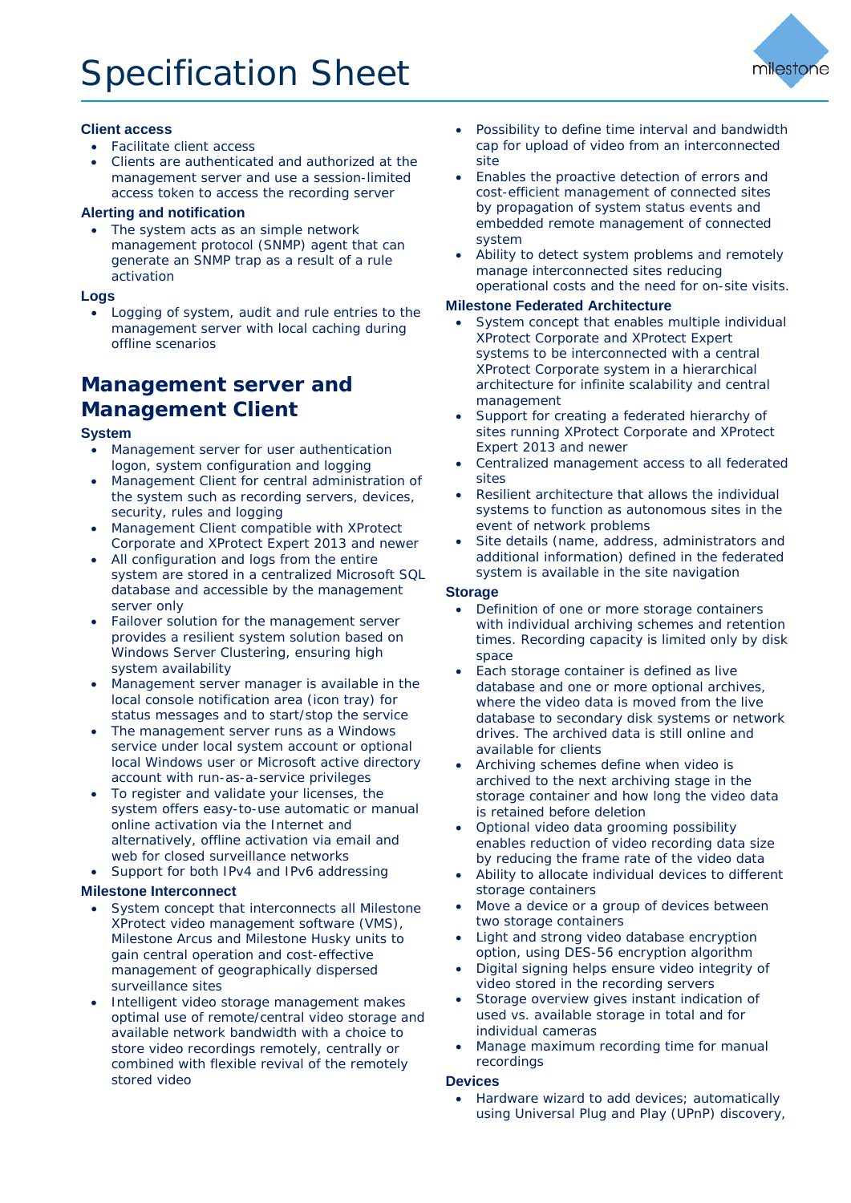### Client access

- Facilitate client access
- Clients are authenticated and authorized at the management server and use a session-limited access token to access the recording server

### Alerting and notification

- The system acts as an simple network management protocol (SNMP) agent that can generate an SNMP trap as a result of a rule activation

### Logs

- Logging of system, audit and rule entries to the management server with local caching during offline scenarios

## Management server and Management Client

### System

- Management server for user authentication logon, system configuration and logging
- Management Client for central administration of the system such as recording servers, devices, security, rules and logging
- Management Client compatible with XProtect Corporate and XProtect Expert 2013 and newer
- All configuration and logs from the entire system are stored in a centralized Microsoft SQL database and accessible by the management server only
- Failover solution for the management server provides a resilient system solution based on Windows Server Clustering, ensuring high system availability
- Management server manager is available in the local console notification area (icon tray) for status messages and to start/stop the service
- The management server runs as a Windows service under local system account or optional local Windows user or Microsoft active directory account with run-as-a-service privileges
- To register and validate your licenses, the system offers easy-to-use automatic or manual online activation via the Internet and alternatively, offline activation via email and web for closed surveillance networks
- Support for both IPv4 and IPv6 addressing

### Milestone Interconnect

- System concept that interconnects all Milestone XProtect video management software (VMS), Milestone Arcus and Milestone Husky units to gain central operation and cost-effective management of geographically dispersed surveillance sites
- Intelligent video storage management makes optimal use of remote/central video storage and available network bandwidth with a choice to store video recordings remotely, centrally or combined with flexible revival of the remotely stored video
- Possibility to define time interval and bandwidth cap for upload of video from an interconnected site
- Enables the proactive detection of errors and cost-efficient management of connected sites by propagation of system status events and embedded remote management of connected system
- Ability to detect system problems and remotely manage interconnected sites reducing operational costs and the need for on-site visits.

### Milestone Federated Architecture

- System concept that enables multiple individual XProtect Corporate and XProtect Expert systems to be interconnected with a central XProtect Corporate system in a hierarchical architecture for infinite scalability and central management
- Support for creating a federated hierarchy of sites running XProtect Corporate and XProtect Expert 2013 and newer
- Centralized management access to all federated sites
- Resilient architecture that allows the individual systems to function as autonomous sites in the event of network problems
- Site details (name, address, administrators and additional information) defined in the federated system is available in the site navigation

### Storage

- Definition of one or more storage containers with individual archiving schemes and retention times. Recording capacity is limited only by disk space
- Each storage container is defined as live database and one or more optional archives, where the video data is moved from the live database to secondary disk systems or network drives. The archived data is still online and available for clients
- Archiving schemes define when video is archived to the next archiving stage in the storage container and how long the video data is retained before deletion
- Optional video data grooming possibility enables reduction of video recording data size by reducing the frame rate of the video data
- Ability to allocate individual devices to different storage containers
- Move a device or a group of devices between two storage containers
- Light and strong video database encryption option, using DES-56 encryption algorithm
- Digital signing helps ensure video integrity of video stored in the recording servers
- Storage overview gives instant indication of used vs. available storage in total and for individual cameras
- Manage maximum recording time for manual recordings

### Devices

- Hardware wizard to add devices; automatically using Universal Plug and Play (UPnP) discovery,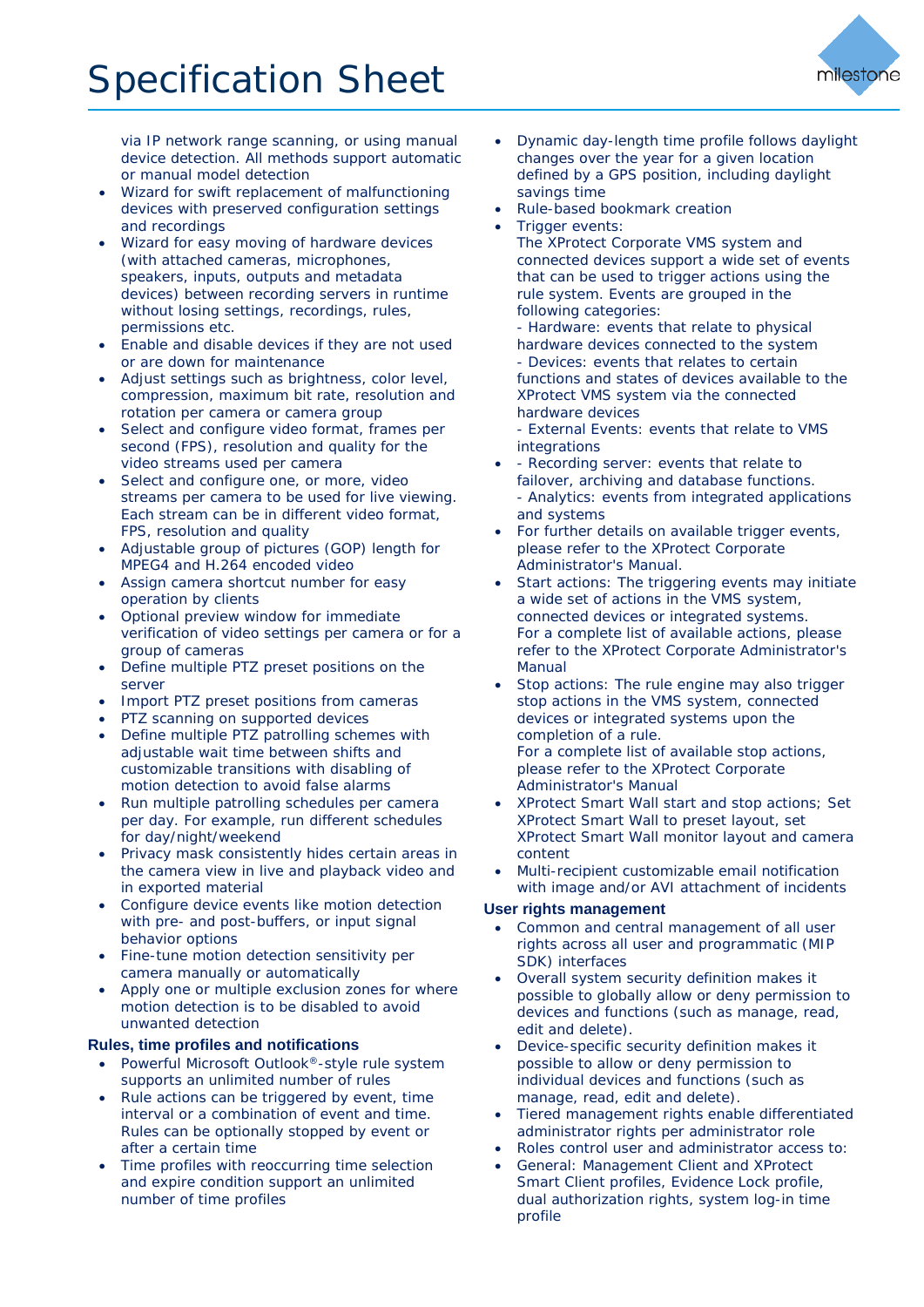via IP network range scanning, or using manual device detection. All methods support automatic or manual model detection

- Wizard for swift replacement of malfunctioning devices with preserved configuration settings and recordings
- Wizard for easy moving of hardware devices (with attached cameras, microphones, speakers, inputs, outputs and metadata devices) between recording servers in runtime without losing settings, recordings, rules, permissions etc.
- Enable and disable devices if they are not used or are down for maintenance
- Adjust settings such as brightness, color level, compression, maximum bit rate, resolution and rotation per camera or camera group
- Select and configure video format, frames per second (FPS), resolution and quality for the video streams used per camera
- Select and configure one, or more, video streams per camera to be used for live viewing. Each stream can be in different video format, FPS, resolution and quality
- Adjustable group of pictures (GOP) length for MPEG4 and H.264 encoded video
- Assign camera shortcut number for easy operation by clients
- Optional preview window for immediate verification of video settings per camera or for a group of cameras
- Define multiple PTZ preset positions on the server
- Import PTZ preset positions from cameras
- PTZ scanning on supported devices
- Define multiple PTZ patrolling schemes with adjustable wait time between shifts and customizable transitions with disabling of motion detection to avoid false alarms
- Run multiple patrolling schedules per camera per day. For example, run different schedules for day/night/weekend
- Privacy mask consistently hides certain areas in the camera view in live and playback video and in exported material
- Configure device events like motion detection with pre- and post-buffers, or input signal behavior options
- Fine-tune motion detection sensitivity per camera manually or automatically
- Apply one or multiple exclusion zones for where motion detection is to be disabled to avoid unwanted detection

### Rules, time profiles and notifications

- Powerful Microsoft Outlook®-style rule system supports an unlimited number of rules
- Rule actions can be triggered by event, time interval or a combination of event and time. Rules can be optionally stopped by event or after a certain time
- Time profiles with reoccurring time selection and expire condition support an unlimited number of time profiles
- Dynamic day-length time profile follows daylight changes over the year for a given location defined by a GPS position, including daylight savings time
- Rule-based bookmark creation
- Trigger events:
  The XProtect Corporate VMS system and connected devices support a wide set of events that can be used to trigger actions using the rule system. Events are grouped in the following categories:
  - Hardware: events that relate to physical hardware devices connected to the system
  - Devices: events that relates to certain functions and states of devices available to the XProtect VMS system via the connected hardware devices
  - External Events: events that relate to VMS integrations
- - Recording server: events that relate to failover, archiving and database functions.
  - Analytics: events from integrated applications and systems
- For further details on available trigger events, please refer to the XProtect Corporate Administrator's Manual.
- Start actions: The triggering events may initiate a wide set of actions in the VMS system, connected devices or integrated systems.
  For a complete list of available actions, please refer to the XProtect Corporate Administrator's Manual
- Stop actions: The rule engine may also trigger stop actions in the VMS system, connected devices or integrated systems upon the completion of a rule.
  For a complete list of available stop actions, please refer to the XProtect Corporate Administrator's Manual
- XProtect Smart Wall start and stop actions; Set XProtect Smart Wall to preset layout, set XProtect Smart Wall monitor layout and camera content
- Multi-recipient customizable email notification with image and/or AVI attachment of incidents

### User rights management

- Common and central management of all user rights across all user and programmatic (MIP SDK) interfaces
- Overall system security definition makes it possible to globally allow or deny permission to devices and functions (such as manage, read, edit and delete).
- Device-specific security definition makes it possible to allow or deny permission to individual devices and functions (such as manage, read, edit and delete).
- Tiered management rights enable differentiated administrator rights per administrator role
- Roles control user and administrator access to:
- General: Management Client and XProtect Smart Client profiles, Evidence Lock profile, dual authorization rights, system log-in time profile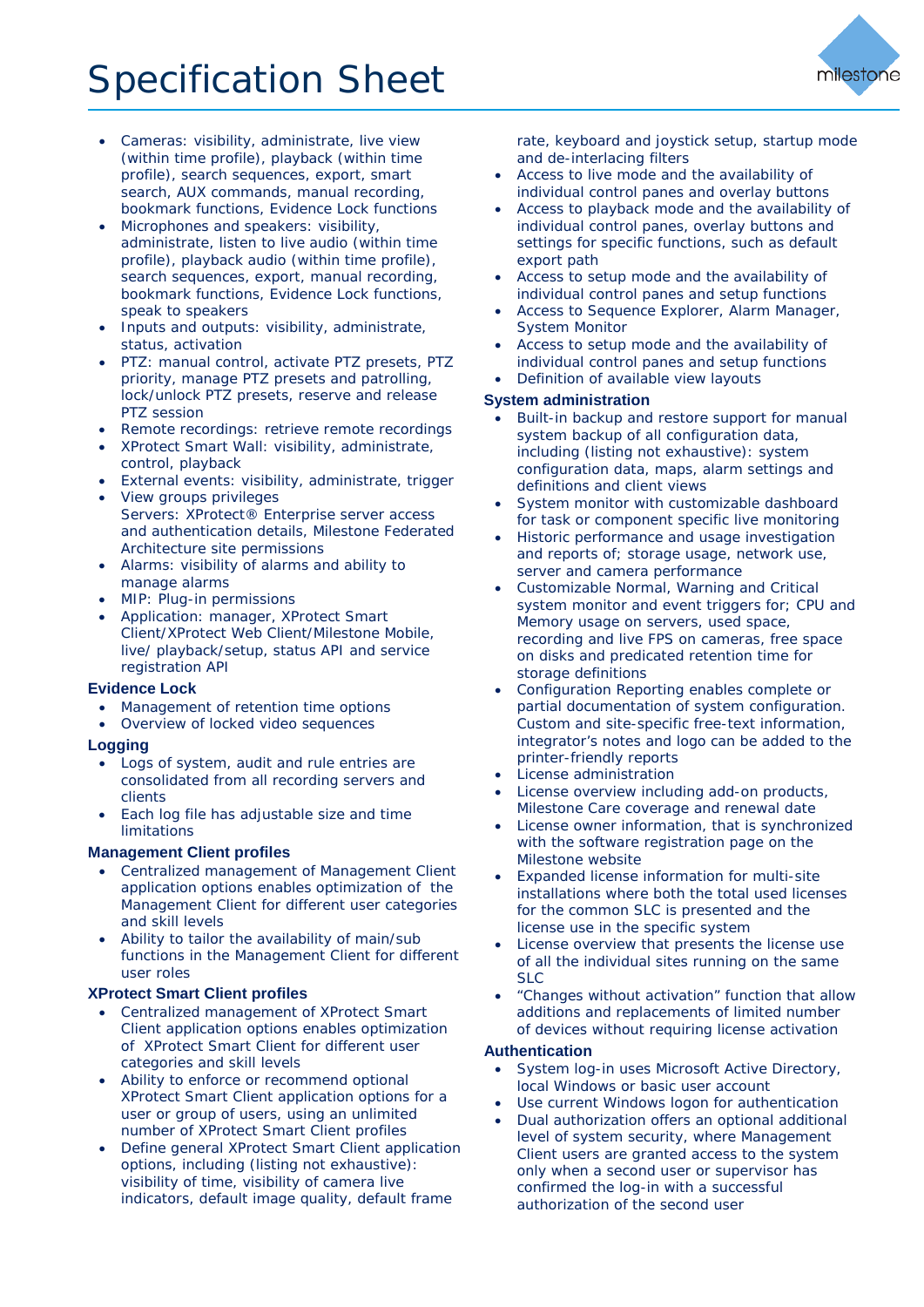- Cameras: visibility, administrate, live view (within time profile), playback (within time profile), search sequences, export, smart search, AUX commands, manual recording, bookmark functions, Evidence Lock functions
- Microphones and speakers: visibility, administrate, listen to live audio (within time profile), playback audio (within time profile), search sequences, export, manual recording, bookmark functions, Evidence Lock functions, speak to speakers
- Inputs and outputs: visibility, administrate, status, activation
- PTZ: manual control, activate PTZ presets, PTZ priority, manage PTZ presets and patrolling, lock/unlock PTZ presets, reserve and release PTZ session
- Remote recordings: retrieve remote recordings
- XProtect Smart Wall: visibility, administrate, control, playback
- External events: visibility, administrate, trigger
- View groups privileges
  Servers: XProtect® Enterprise server access and authentication details, Milestone Federated Architecture site permissions
- Alarms: visibility of alarms and ability to manage alarms
- MIP: Plug-in permissions
- Application: manager, XProtect Smart Client/XProtect Web Client/Milestone Mobile, live/ playback/setup, status API and service registration API

### Evidence Lock

- Management of retention time options
- Overview of locked video sequences

### Logging

- Logs of system, audit and rule entries are consolidated from all recording servers and clients
- Each log file has adjustable size and time limitations

### Management Client profiles

- Centralized management of Management Client application options enables optimization of the Management Client for different user categories and skill levels
- Ability to tailor the availability of main/sub functions in the Management Client for different user roles

### XProtect Smart Client profiles

- Centralized management of XProtect Smart Client application options enables optimization of XProtect Smart Client for different user categories and skill levels
- Ability to enforce or recommend optional XProtect Smart Client application options for a user or group of users, using an unlimited number of XProtect Smart Client profiles
- Define general XProtect Smart Client application options, including (listing not exhaustive): visibility of time, visibility of camera live indicators, default image quality, default frame rate, keyboard and joystick setup, startup mode and de-interlacing filters
- Access to live mode and the availability of individual control panes and overlay buttons
- Access to playback mode and the availability of individual control panes, overlay buttons and settings for specific functions, such as default export path
- Access to setup mode and the availability of individual control panes and setup functions
- Access to Sequence Explorer, Alarm Manager, System Monitor
- Access to setup mode and the availability of individual control panes and setup functions
- Definition of available view layouts

### System administration

- Built-in backup and restore support for manual system backup of all configuration data, including (listing not exhaustive): system configuration data, maps, alarm settings and definitions and client views
- System monitor with customizable dashboard for task or component specific live monitoring
- Historic performance and usage investigation and reports of; storage usage, network use, server and camera performance
- Customizable Normal, Warning and Critical system monitor and event triggers for; CPU and Memory usage on servers, used space, recording and live FPS on cameras, free space on disks and predicated retention time for storage definitions
- Configuration Reporting enables complete or partial documentation of system configuration. Custom and site-specific free-text information, integrator's notes and logo can be added to the printer-friendly reports
- License administration
- License overview including add-on products, Milestone Care coverage and renewal date
- License owner information, that is synchronized with the software registration page on the Milestone website
- Expanded license information for multi-site installations where both the total used licenses for the common SLC is presented and the license use in the specific system
- License overview that presents the license use of all the individual sites running on the same SLC
- "Changes without activation" function that allow additions and replacements of limited number of devices without requiring license activation

### Authentication

- System log-in uses Microsoft Active Directory, local Windows or basic user account
- Use current Windows logon for authentication
- Dual authorization offers an optional additional level of system security, where Management Client users are granted access to the system only when a second user or supervisor has confirmed the log-in with a successful authorization of the second user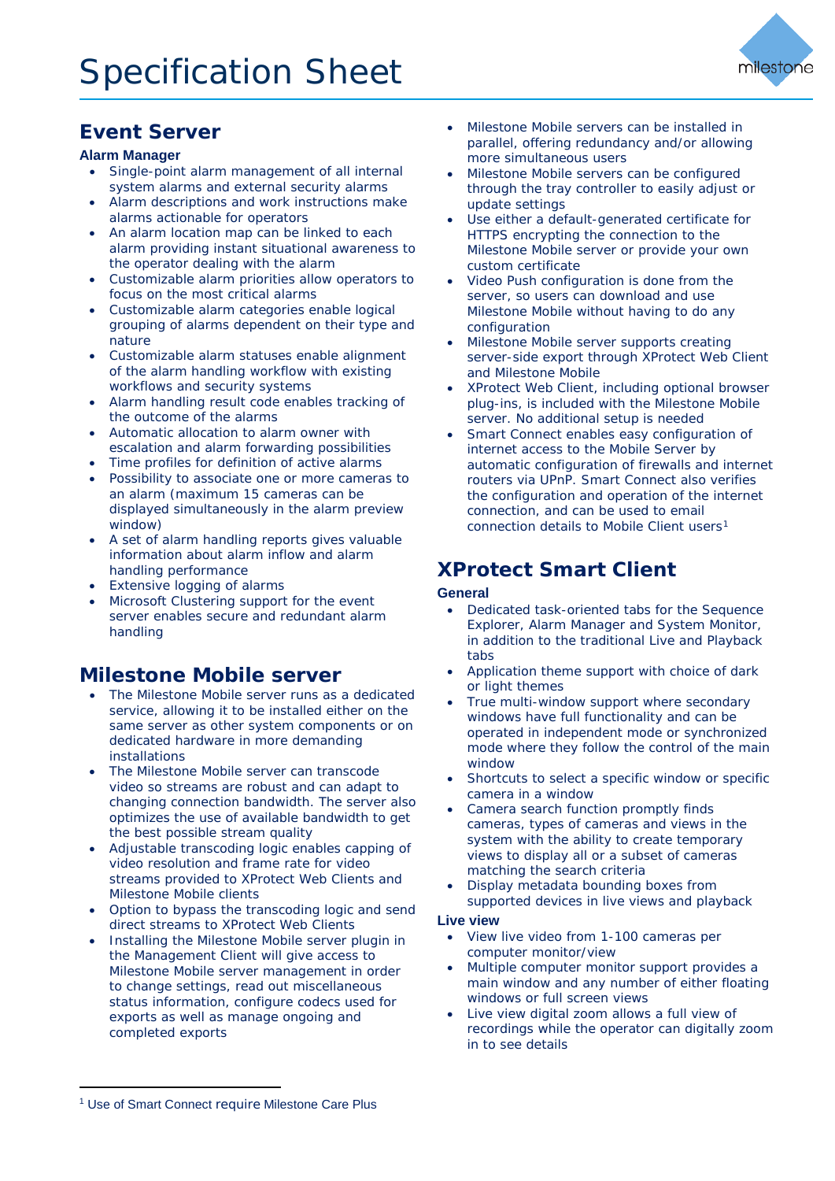## Event Server

### Alarm Manager

- Single-point alarm management of all internal system alarms and external security alarms
- Alarm descriptions and work instructions make alarms actionable for operators
- An alarm location map can be linked to each alarm providing instant situational awareness to the operator dealing with the alarm
- Customizable alarm priorities allow operators to focus on the most critical alarms
- Customizable alarm categories enable logical grouping of alarms dependent on their type and nature
- Customizable alarm statuses enable alignment of the alarm handling workflow with existing workflows and security systems
- Alarm handling result code enables tracking of the outcome of the alarms
- Automatic allocation to alarm owner with escalation and alarm forwarding possibilities
- Time profiles for definition of active alarms
- Possibility to associate one or more cameras to an alarm (maximum 15 cameras can be displayed simultaneously in the alarm preview window)
- A set of alarm handling reports gives valuable information about alarm inflow and alarm handling performance
- Extensive logging of alarms
- Microsoft Clustering support for the event server enables secure and redundant alarm handling

## Milestone Mobile server

- The Milestone Mobile server runs as a dedicated service, allowing it to be installed either on the same server as other system components or on dedicated hardware in more demanding installations
- The Milestone Mobile server can transcode video so streams are robust and can adapt to changing connection bandwidth. The server also optimizes the use of available bandwidth to get the best possible stream quality
- Adjustable transcoding logic enables capping of video resolution and frame rate for video streams provided to XProtect Web Clients and Milestone Mobile clients
- Option to bypass the transcoding logic and send direct streams to XProtect Web Clients
- Installing the Milestone Mobile server plugin in the Management Client will give access to Milestone Mobile server management in order to change settings, read out miscellaneous status information, configure codecs used for exports as well as manage ongoing and completed exports
- Milestone Mobile servers can be installed in parallel, offering redundancy and/or allowing more simultaneous users
- Milestone Mobile servers can be configured through the tray controller to easily adjust or update settings
- Use either a default-generated certificate for HTTPS encrypting the connection to the Milestone Mobile server or provide your own custom certificate
- Video Push configuration is done from the server, so users can download and use Milestone Mobile without having to do any configuration
- Milestone Mobile server supports creating server-side export through XProtect Web Client and Milestone Mobile
- XProtect Web Client, including optional browser plug-ins, is included with the Milestone Mobile server. No additional setup is needed
- Smart Connect enables easy configuration of internet access to the Mobile Server by automatic configuration of firewalls and internet routers via UPnP. Smart Connect also verifies the configuration and operation of the internet connection, and can be used to email connection details to Mobile Client users[1]

## XProtect Smart Client

### General

- Dedicated task-oriented tabs for the Sequence Explorer, Alarm Manager and System Monitor, in addition to the traditional Live and Playback tabs
- Application theme support with choice of dark or light themes
- True multi-window support where secondary windows have full functionality and can be operated in independent mode or synchronized mode where they follow the control of the main window
- Shortcuts to select a specific window or specific camera in a window
- Camera search function promptly finds cameras, types of cameras and views in the system with the ability to create temporary views to display all or a subset of cameras matching the search criteria
- Display metadata bounding boxes from supported devices in live views and playback

### Live view

- View live video from 1-100 cameras per computer monitor/view
- Multiple computer monitor support provides a main window and any number of either floating windows or full screen views
- Live view digital zoom allows a full view of recordings while the operator can digitally zoom in to see details

---

[1] Use of Smart Connect require Milestone Care Plus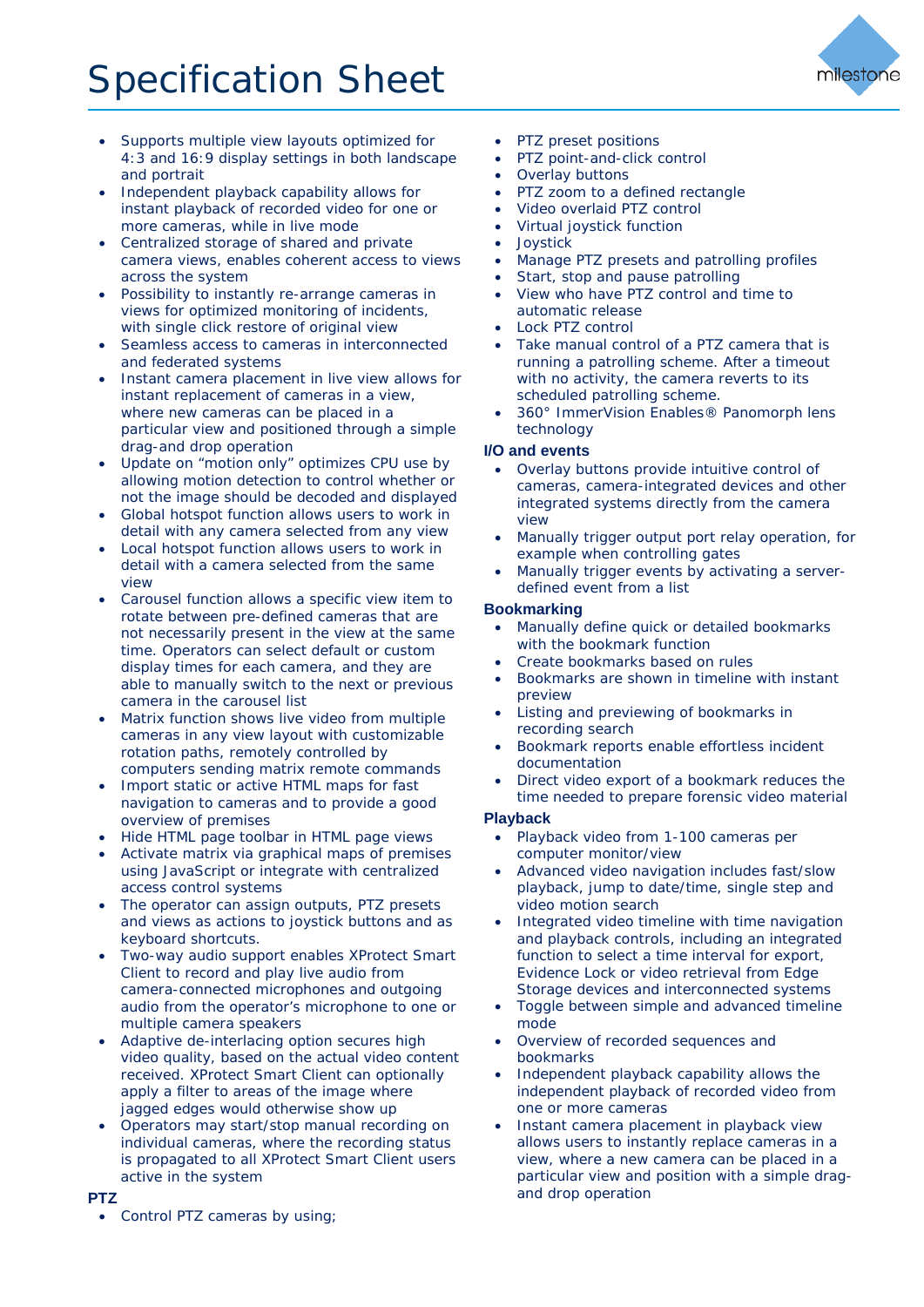- Supports multiple view layouts optimized for 4:3 and 16:9 display settings in both landscape and portrait
- Independent playback capability allows for instant playback of recorded video for one or more cameras, while in live mode
- Centralized storage of shared and private camera views, enables coherent access to views across the system
- Possibility to instantly re-arrange cameras in views for optimized monitoring of incidents, with single click restore of original view
- Seamless access to cameras in interconnected and federated systems
- Instant camera placement in live view allows for instant replacement of cameras in a view, where new cameras can be placed in a particular view and positioned through a simple drag-and drop operation
- Update on "motion only" optimizes CPU use by allowing motion detection to control whether or not the image should be decoded and displayed
- Global hotspot function allows users to work in detail with any camera selected from any view
- Local hotspot function allows users to work in detail with a camera selected from the same view
- Carousel function allows a specific view item to rotate between pre-defined cameras that are not necessarily present in the view at the same time. Operators can select default or custom display times for each camera, and they are able to manually switch to the next or previous camera in the carousel list
- Matrix function shows live video from multiple cameras in any view layout with customizable rotation paths, remotely controlled by computers sending matrix remote commands
- Import static or active HTML maps for fast navigation to cameras and to provide a good overview of premises
- Hide HTML page toolbar in HTML page views
- Activate matrix via graphical maps of premises using JavaScript or integrate with centralized access control systems
- The operator can assign outputs, PTZ presets and views as actions to joystick buttons and as keyboard shortcuts.
- Two-way audio support enables XProtect Smart Client to record and play live audio from camera-connected microphones and outgoing audio from the operator's microphone to one or multiple camera speakers
- Adaptive de-interlacing option secures high video quality, based on the actual video content received. XProtect Smart Client can optionally apply a filter to areas of the image where jagged edges would otherwise show up
- Operators may start/stop manual recording on individual cameras, where the recording status is propagated to all XProtect Smart Client users active in the system

**PTZ**

- Control PTZ cameras by using;
- PTZ preset positions
- PTZ point-and-click control
- Overlay buttons
- PTZ zoom to a defined rectangle
- Video overlaid PTZ control
- Virtual joystick function
- Joystick
- Manage PTZ presets and patrolling profiles
- Start, stop and pause patrolling
- View who have PTZ control and time to automatic release
- Lock PTZ control
- Take manual control of a PTZ camera that is running a patrolling scheme. After a timeout with no activity, the camera reverts to its scheduled patrolling scheme.
- 360° ImmerVision Enables® Panomorph lens technology

**I/O and events**

- Overlay buttons provide intuitive control of cameras, camera-integrated devices and other integrated systems directly from the camera view
- Manually trigger output port relay operation, for example when controlling gates
- Manually trigger events by activating a server-defined event from a list

**Bookmarking**

- Manually define quick or detailed bookmarks with the bookmark function
- Create bookmarks based on rules
- Bookmarks are shown in timeline with instant preview
- Listing and previewing of bookmarks in recording search
- Bookmark reports enable effortless incident documentation
- Direct video export of a bookmark reduces the time needed to prepare forensic video material

**Playback**

- Playback video from 1-100 cameras per computer monitor/view
- Advanced video navigation includes fast/slow playback, jump to date/time, single step and video motion search
- Integrated video timeline with time navigation and playback controls, including an integrated function to select a time interval for export, Evidence Lock or video retrieval from Edge Storage devices and interconnected systems
- Toggle between simple and advanced timeline mode
- Overview of recorded sequences and bookmarks
- Independent playback capability allows the independent playback of recorded video from one or more cameras
- Instant camera placement in playback view allows users to instantly replace cameras in a view, where a new camera can be placed in a particular view and position with a simple drag-and drop operation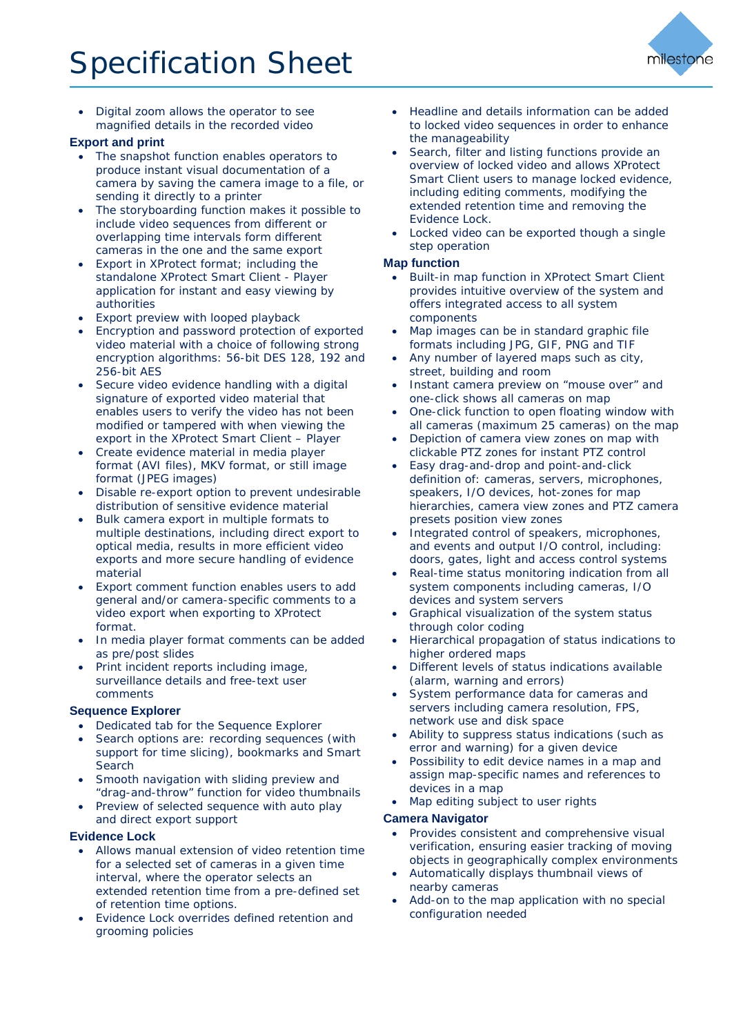- Digital zoom allows the operator to see magnified details in the recorded video

### Export and print

- The snapshot function enables operators to produce instant visual documentation of a camera by saving the camera image to a file, or sending it directly to a printer
- The storyboarding function makes it possible to include video sequences from different or overlapping time intervals form different cameras in the one and the same export
- Export in XProtect format; including the standalone XProtect Smart Client - Player application for instant and easy viewing by authorities
- Export preview with looped playback
- Encryption and password protection of exported video material with a choice of following strong encryption algorithms: 56-bit DES 128, 192 and 256-bit AES
- Secure video evidence handling with a digital signature of exported video material that enables users to verify the video has not been modified or tampered with when viewing the export in the XProtect Smart Client – Player
- Create evidence material in media player format (AVI files), MKV format, or still image format (JPEG images)
- Disable re-export option to prevent undesirable distribution of sensitive evidence material
- Bulk camera export in multiple formats to multiple destinations, including direct export to optical media, results in more efficient video exports and more secure handling of evidence material
- Export comment function enables users to add general and/or camera-specific comments to a video export when exporting to XProtect format.
- In media player format comments can be added as pre/post slides
- Print incident reports including image, surveillance details and free-text user comments

### Sequence Explorer

- Dedicated tab for the Sequence Explorer
- Search options are: recording sequences (with support for time slicing), bookmarks and Smart Search
- Smooth navigation with sliding preview and “drag-and-throw” function for video thumbnails
- Preview of selected sequence with auto play and direct export support

### Evidence Lock

- Allows manual extension of video retention time for a selected set of cameras in a given time interval, where the operator selects an extended retention time from a pre-defined set of retention time options.
- Evidence Lock overrides defined retention and grooming policies
- Headline and details information can be added to locked video sequences in order to enhance the manageability
- Search, filter and listing functions provide an overview of locked video and allows XProtect Smart Client users to manage locked evidence, including editing comments, modifying the extended retention time and removing the Evidence Lock.
- Locked video can be exported though a single step operation

### Map function

- Built-in map function in XProtect Smart Client provides intuitive overview of the system and offers integrated access to all system components
- Map images can be in standard graphic file formats including JPG, GIF, PNG and TIF
- Any number of layered maps such as city, street, building and room
- Instant camera preview on “mouse over” and one-click shows all cameras on map
- One-click function to open floating window with all cameras (maximum 25 cameras) on the map
- Depiction of camera view zones on map with clickable PTZ zones for instant PTZ control
- Easy drag-and-drop and point-and-click definition of: cameras, servers, microphones, speakers, I/O devices, hot-zones for map hierarchies, camera view zones and PTZ camera presets position view zones
- Integrated control of speakers, microphones, and events and output I/O control, including: doors, gates, light and access control systems
- Real-time status monitoring indication from all system components including cameras, I/O devices and system servers
- Graphical visualization of the system status through color coding
- Hierarchical propagation of status indications to higher ordered maps
- Different levels of status indications available (alarm, warning and errors)
- System performance data for cameras and servers including camera resolution, FPS, network use and disk space
- Ability to suppress status indications (such as error and warning) for a given device
- Possibility to edit device names in a map and assign map-specific names and references to devices in a map
- Map editing subject to user rights

### Camera Navigator

- Provides consistent and comprehensive visual verification, ensuring easier tracking of moving objects in geographically complex environments
- Automatically displays thumbnail views of nearby cameras
- Add-on to the map application with no special configuration needed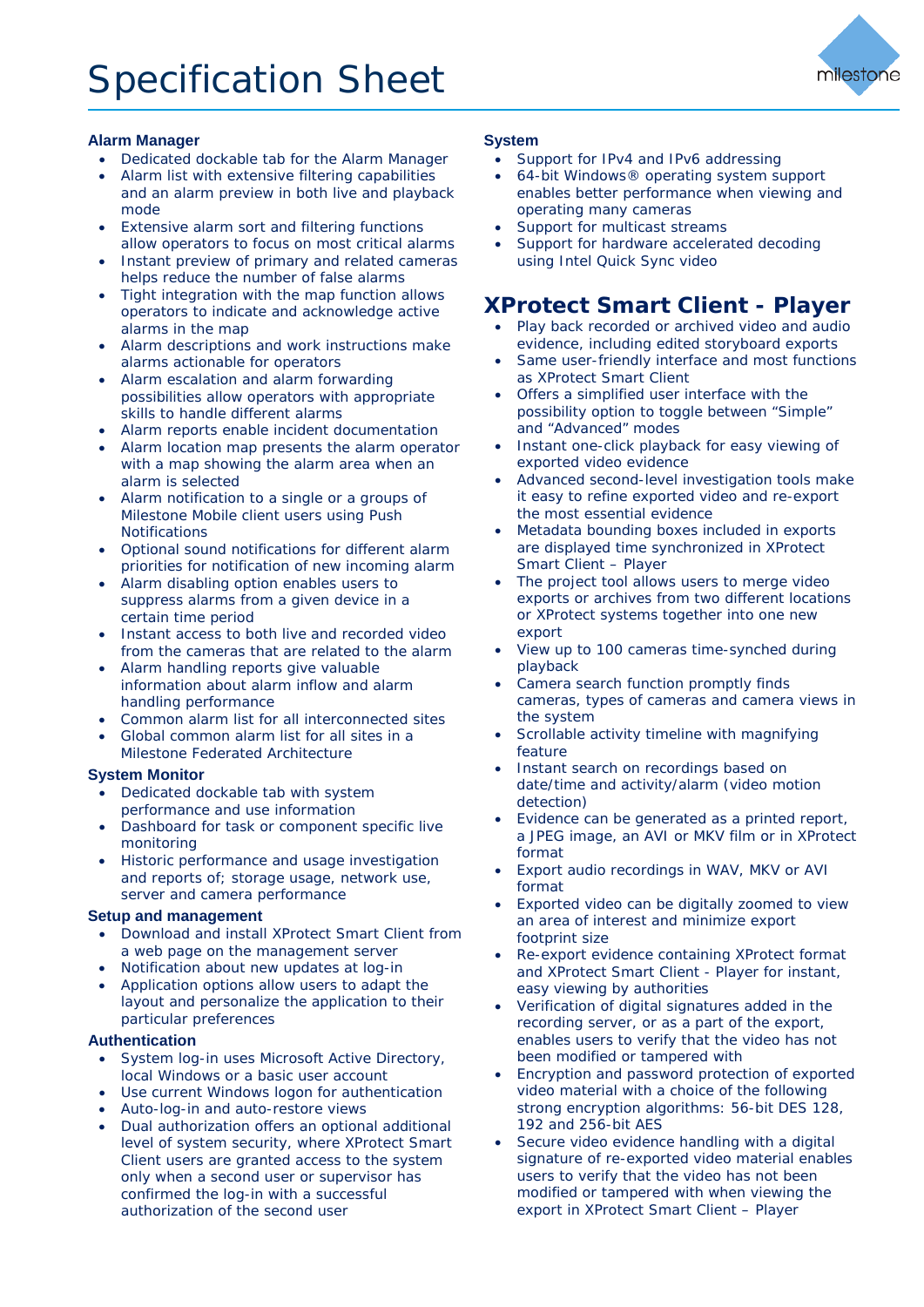# Specification Sheet

### Alarm Manager

- Dedicated dockable tab for the Alarm Manager
- Alarm list with extensive filtering capabilities and an alarm preview in both live and playback mode
- Extensive alarm sort and filtering functions allow operators to focus on most critical alarms
- Instant preview of primary and related cameras helps reduce the number of false alarms
- Tight integration with the map function allows operators to indicate and acknowledge active alarms in the map
- Alarm descriptions and work instructions make alarms actionable for operators
- Alarm escalation and alarm forwarding possibilities allow operators with appropriate skills to handle different alarms
- Alarm reports enable incident documentation
- Alarm location map presents the alarm operator with a map showing the alarm area when an alarm is selected
- Alarm notification to a single or a groups of Milestone Mobile client users using Push Notifications
- Optional sound notifications for different alarm priorities for notification of new incoming alarm
- Alarm disabling option enables users to suppress alarms from a given device in a certain time period
- Instant access to both live and recorded video from the cameras that are related to the alarm
- Alarm handling reports give valuable information about alarm inflow and alarm handling performance
- Common alarm list for all interconnected sites
- Global common alarm list for all sites in a Milestone Federated Architecture

### System Monitor

- Dedicated dockable tab with system performance and use information
- Dashboard for task or component specific live monitoring
- Historic performance and usage investigation and reports of; storage usage, network use, server and camera performance

### Setup and management

- Download and install XProtect Smart Client from a web page on the management server
- Notification about new updates at log-in
- Application options allow users to adapt the layout and personalize the application to their particular preferences

### Authentication

- System log-in uses Microsoft Active Directory, local Windows or a basic user account
- Use current Windows logon for authentication
- Auto-log-in and auto-restore views
- Dual authorization offers an optional additional level of system security, where XProtect Smart Client users are granted access to the system only when a second user or supervisor has confirmed the log-in with a successful authorization of the second user

### System

- Support for IPv4 and IPv6 addressing
- 64-bit Windows® operating system support enables better performance when viewing and operating many cameras
- Support for multicast streams
- Support for hardware accelerated decoding using Intel Quick Sync video

## XProtect Smart Client - Player

- Play back recorded or archived video and audio evidence, including edited storyboard exports
- Same user-friendly interface and most functions as XProtect Smart Client
- Offers a simplified user interface with the possibility option to toggle between “Simple” and “Advanced” modes
- Instant one-click playback for easy viewing of exported video evidence
- Advanced second-level investigation tools make it easy to refine exported video and re-export the most essential evidence
- Metadata bounding boxes included in exports are displayed time synchronized in XProtect Smart Client – Player
- The project tool allows users to merge video exports or archives from two different locations or XProtect systems together into one new export
- View up to 100 cameras time-synched during playback
- Camera search function promptly finds cameras, types of cameras and camera views in the system
- Scrollable activity timeline with magnifying feature
- Instant search on recordings based on date/time and activity/alarm (video motion detection)
- Evidence can be generated as a printed report, a JPEG image, an AVI or MKV film or in XProtect format
- Export audio recordings in WAV, MKV or AVI format
- Exported video can be digitally zoomed to view an area of interest and minimize export footprint size
- Re-export evidence containing XProtect format and XProtect Smart Client - Player for instant, easy viewing by authorities
- Verification of digital signatures added in the recording server, or as a part of the export, enables users to verify that the video has not been modified or tampered with
- Encryption and password protection of exported video material with a choice of the following strong encryption algorithms: 56-bit DES 128, 192 and 256-bit AES
- Secure video evidence handling with a digital signature of re-exported video material enables users to verify that the video has not been modified or tampered with when viewing the export in XProtect Smart Client – Player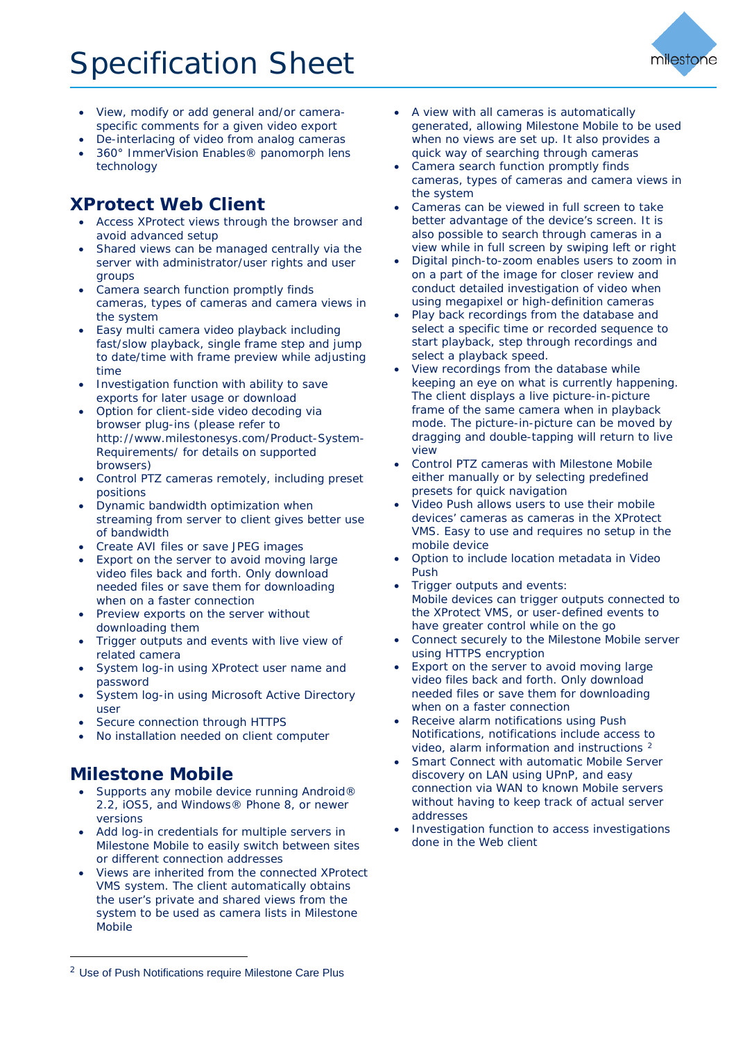- View, modify or add general and/or camera-specific comments for a given video export
- De-interlacing of video from analog cameras
- 360° ImmerVision Enables® panomorph lens technology

## XProtect Web Client

- Access XProtect views through the browser and avoid advanced setup
- Shared views can be managed centrally via the server with administrator/user rights and user groups
- Camera search function promptly finds cameras, types of cameras and camera views in the system
- Easy multi camera video playback including fast/slow playback, single frame step and jump to date/time with frame preview while adjusting time
- Investigation function with ability to save exports for later usage or download
- Option for client-side video decoding via browser plug-ins (please refer to http://www.milestonesys.com/Product-System-Requirements/ for details on supported browsers)
- Control PTZ cameras remotely, including preset positions
- Dynamic bandwidth when streaming from server to client gives better use of bandwidth
- Create AVI files or save JPEG images
- Export on the server to avoid moving large video files back and forth. Only download needed files or save them for downloading when on a faster connection
- Preview exports on the server without downloading them
- Trigger outputs and events with live view of related camera
- System log-in using XProtect user name and password
- System log-in using Microsoft Active Directory user
- Secure connection through HTTPS
- No installation needed on client computer

## Milestone Mobile

- Supports any mobile device running Android® 2.2, iOS5, and Windows® Phone 8, or newer versions
- Add log-in credentials for multiple servers in Milestone Mobile to easily switch between sites or different connection addresses
- Views are inherited from the connected XProtect VMS system. The client automatically obtains the user's private and shared views from the system to be used as camera lists in Milestone Mobile
- A view with all cameras is automatically generated, allowing Milestone Mobile to be used when no views are set up. It also provides a quick way of searching through cameras
- Camera search function promptly finds cameras, types of cameras and camera views in the system
- Cameras can be viewed in full screen to take better advantage of the device's screen. It is also possible to search through cameras in a view while in full screen by swiping left or right
- Digital pinch-to-zoom enables users to zoom in on a part of the image for closer review and conduct detailed investigation of video when using megapixel or high-definition cameras
- Play back recordings from the database and select a specific time or recorded sequence to start playback, step through recordings and select a playback speed.
- View recordings from the database while keeping an eye on what is currently happening. The client displays a live picture-in-picture frame of the same camera when in playback mode. The picture-in-picture can be moved by dragging and double-tapping will return to live view
- Control PTZ cameras with Milestone Mobile either manually or by selecting predefined presets for quick navigation
- Video Push allows users to use their mobile devices' cameras as cameras in the XProtect VMS. Easy to use and requires no setup in the mobile device
- Option to include location metadata in Video Push
- Trigger outputs and events:
  Mobile devices can trigger outputs connected to the XProtect VMS, or user-defined events to have greater control while on the go
- Connect securely to the Milestone Mobile server using HTTPS encryption
- Export on the server to avoid moving large video files back and forth. Only download needed files or save them for downloading when on a faster connection
- Receive alarm notifications using Push Notifications, notifications include access to video, alarm information and instructions [2]
- Smart Connect with automatic Mobile Server discovery on LAN using UPnP, and easy connection via WAN to known Mobile servers without having to keep track of actual server addresses
- Investigation function to access investigations done in the Web client

[2] Use of Push Notifications require Milestone Care Plus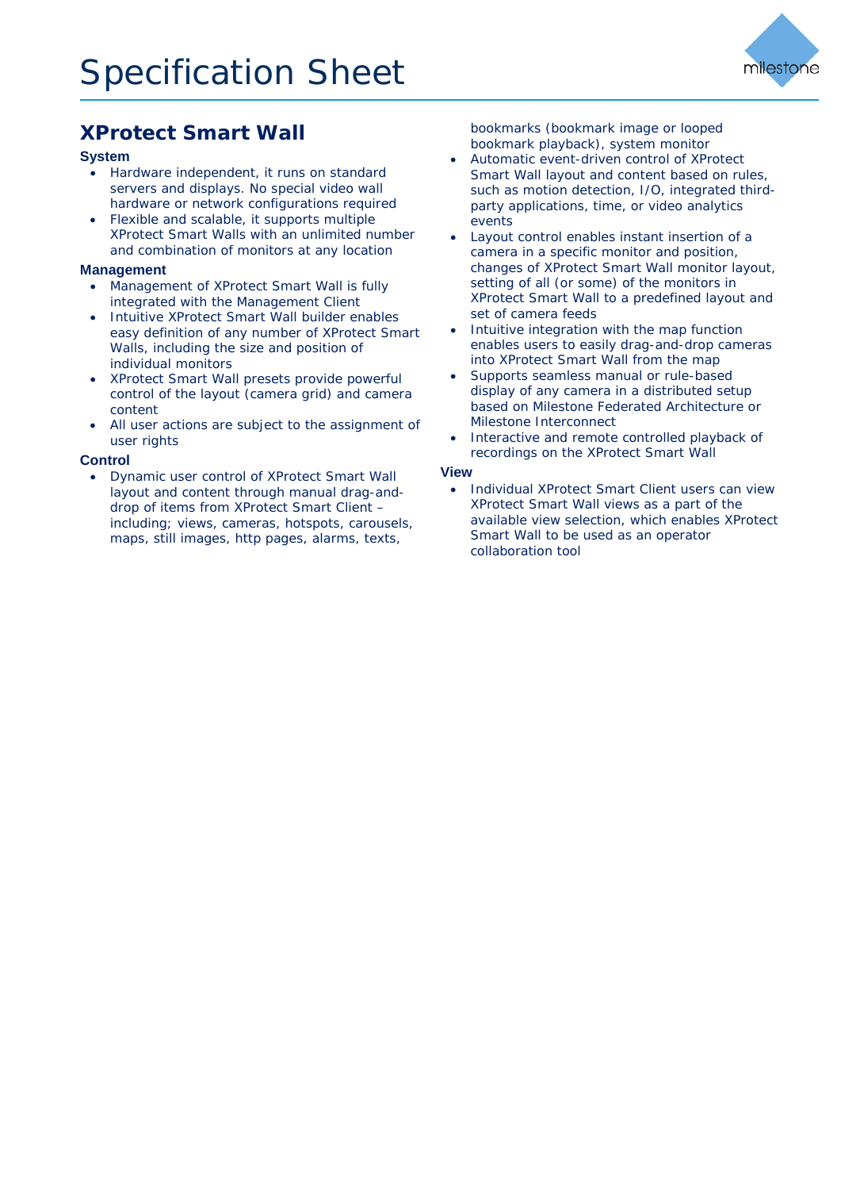# Specification Sheet

## XProtect Smart Wall

### System

- Hardware independent, it runs on standard servers and displays. No special video wall hardware or network configurations required
- Flexible and scalable, it supports multiple XProtect Smart Walls with an unlimited number and combination of monitors at any location

### Management

- Management of XProtect Smart Wall is fully integrated with the Management Client
- Intuitive XProtect Smart Wall builder enables easy definition of any number of XProtect Smart Walls, including the size and position of individual monitors
- XProtect Smart Wall presets provide powerful control of the layout (camera grid) and camera content
- All user actions are subject to the assignment of user rights

### Control

- Dynamic user control of XProtect Smart Wall layout and content through manual drag-and-drop of items from XProtect Smart Client – including; views, cameras, hotspots, carousels, maps, still images, http pages, alarms, texts, bookmarks (bookmark image or looped bookmark playback), system monitor
- Automatic event-driven control of XProtect Smart Wall layout and content based on rules, such as motion detection, I/O, integrated third-party applications, time, or video analytics events
- Layout control enables instant insertion of a camera in a specific monitor and position, changes of XProtect Smart Wall monitor layout, setting of all (or some) of the monitors in XProtect Smart Wall to a predefined layout and set of camera feeds
- Intuitive integration with the map function enables users to easily drag-and-drop cameras into XProtect Smart Wall from the map
- Supports seamless manual or rule-based display of any camera in a distributed setup based on Milestone Federated Architecture or Milestone Interconnect
- Interactive and remote controlled playback of recordings on the XProtect Smart Wall

### View

- Individual XProtect Smart Client users can view XProtect Smart Wall views as a part of the available view selection, which enables XProtect Smart Wall to be used as an operator collaboration tool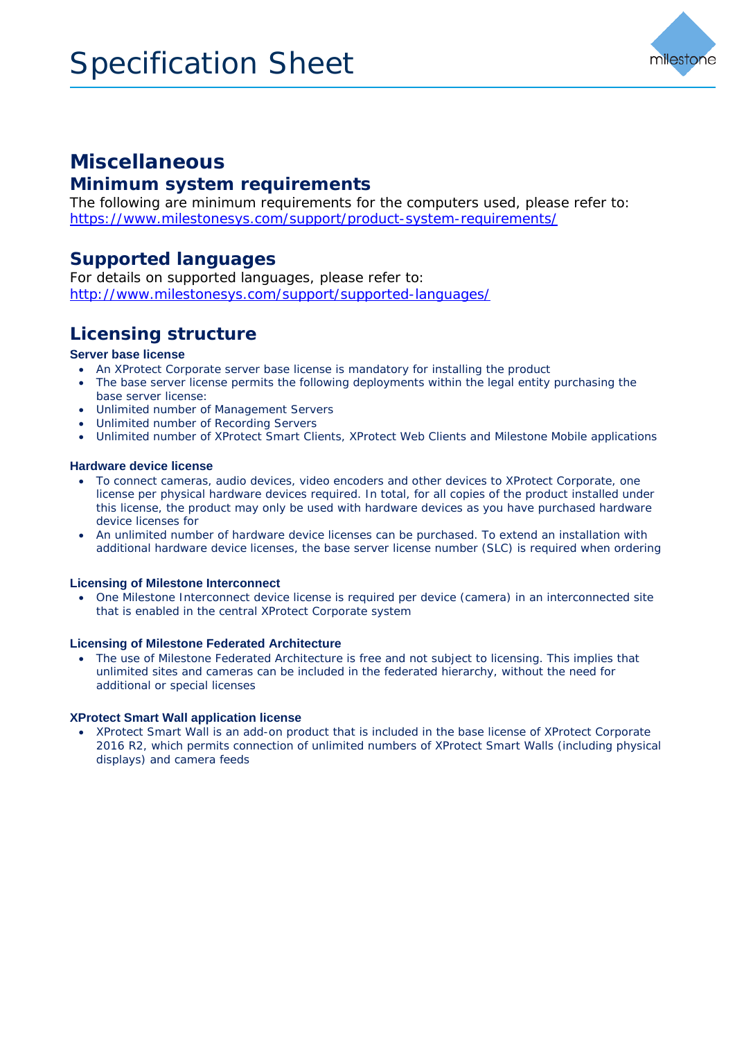# Miscellaneous

## Minimum system requirements

The following are minimum requirements for the computers used, please refer to:
https://www.milestonesys.com/support/product-system-requirements/

## Supported languages

For details on supported languages, please refer to:
http://www.milestonesys.com/support/supported-languages/

## Licensing structure

### Server base license

- An XProtect Corporate server base license is mandatory for installing the product
- The base server license permits the following deployments within the legal entity purchasing the base server license:
- Unlimited number of Management Servers
- Unlimited number of Recording Servers
- Unlimited number of XProtect Smart Clients, XProtect Web Clients and Milestone Mobile applications

### Hardware device license

- To connect cameras, audio devices, video encoders and other devices to XProtect Corporate, one license per physical hardware devices required. In total, for all copies of the product installed under this license, the product may only be used with hardware devices as you have purchased hardware device licenses for
- An unlimited number of hardware device licenses can be purchased. To extend an installation with additional hardware device licenses, the base server license number (SLC) is required when ordering

### Licensing of Milestone Interconnect

- One Milestone Interconnect device license is required per device (camera) in an interconnected site that is enabled in the central XProtect Corporate system

### Licensing of Milestone Federated Architecture

- The use of Milestone Federated Architecture is free and not subject to licensing. This implies that unlimited sites and cameras can be included in the federated hierarchy, without the need for additional or special licenses

### XProtect Smart Wall application license

- XProtect Smart Wall is an add-on product that is included in the base license of XProtect Corporate 2016 R2, which permits connection of unlimited numbers of XProtect Smart Walls (including physical displays) and camera feeds